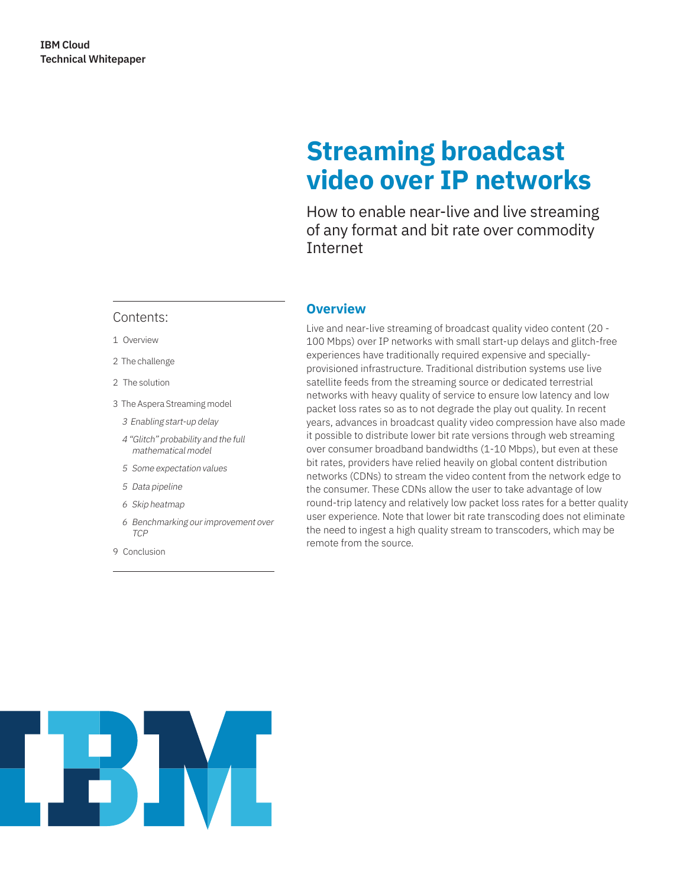IBM Cloud
Technical Whitepaper

# Streaming broadcast video over IP networks

How to enable near-live and live streaming of any format and bit rate over commodity Internet

Contents:

1 Overview

2 The challenge

2 The solution

3 The Aspera Streaming model

- *3 Enabling start-up delay*
- *4 "Glitch" probability and the full mathematical model*
- *5 Some expectation values*
- *5 Data pipeline*
- *6 Skip heatmap*
- *6 Benchmarking our improvement over TCP*

9 Conclusion

## Overview

Live and near-live streaming of broadcast quality video content (20 - 100 Mbps) over IP networks with small start-up delays and glitch-free experiences have traditionally required expensive and specially-provisioned infrastructure. Traditional distribution systems use live satellite feeds from the streaming source or dedicated terrestrial networks with heavy quality of service to ensure low latency and low packet loss rates so as to not degrade the play out quality. In recent years, advances in broadcast quality video compression have also made it possible to distribute lower bit rate versions through web streaming over consumer broadband bandwidths (1-10 Mbps), but even at these bit rates, providers have relied heavily on global content distribution networks (CDNs) to stream the video content from the network edge to the consumer. These CDNs allow the user to take advantage of low round-trip latency and relatively low packet loss rates for a better quality user experience. Note that lower bit rate transcoding does not eliminate the need to ingest a high quality stream to transcoders, which may be remote from the source.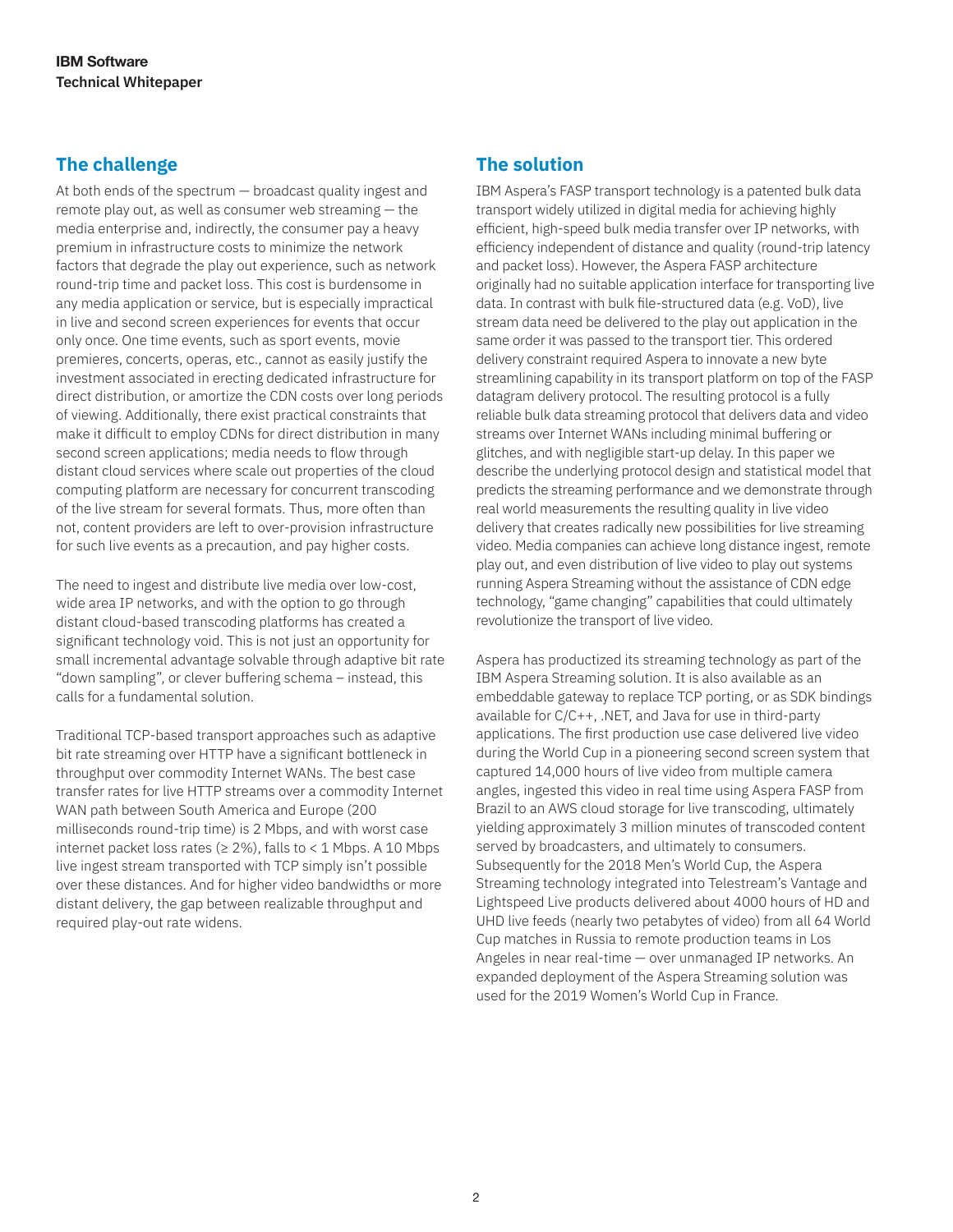## The challenge

At both ends of the spectrum — broadcast quality ingest and remote play out, as well as consumer web streaming — the media enterprise and, indirectly, the consumer pay a heavy premium in infrastructure costs to minimize the network factors that degrade the play out experience, such as network round-trip time and packet loss. This cost is burdensome in any media application or service, but is especially impractical in live and second screen experiences for events that occur only once. One time events, such as sport events, movie premieres, concerts, operas, etc., cannot as easily justify the investment associated in erecting dedicated infrastructure for direct distribution, or amortize the CDN costs over long periods of viewing. Additionally, there exist practical constraints that make it difficult to employ CDNs for direct distribution in many second screen applications; media needs to flow through distant cloud services where scale out properties of the cloud computing platform are necessary for concurrent transcoding of the live stream for several formats. Thus, more often than not, content providers are left to over-provision infrastructure for such live events as a precaution, and pay higher costs.

The need to ingest and distribute live media over low-cost, wide area IP networks, and with the option to go through distant cloud-based transcoding platforms has created a significant technology void. This is not just an opportunity for small incremental advantage solvable through adaptive bit rate "down sampling", or clever buffering schema – instead, this calls for a fundamental solution.

Traditional TCP-based transport approaches such as adaptive bit rate streaming over HTTP have a significant bottleneck in throughput over commodity Internet WANs. The best case transfer rates for live HTTP streams over a commodity Internet WAN path between South America and Europe (200 milliseconds round-trip time) is 2 Mbps, and with worst case internet packet loss rates (≥ 2%), falls to < 1 Mbps. A 10 Mbps live ingest stream transported with TCP simply isn't possible over these distances. And for higher video bandwidths or more distant delivery, the gap between realizable throughput and required play-out rate widens.

## The solution

IBM Aspera's FASP transport technology is a patented bulk data transport widely utilized in digital media for achieving highly efficient, high-speed bulk media transfer over IP networks, with efficiency independent of distance and quality (round-trip latency and packet loss). However, the Aspera FASP architecture originally had no suitable application interface for transporting live data. In contrast with bulk file-structured data (e.g. VoD), live stream data need be delivered to the play out application in the same order it was passed to the transport tier. This ordered delivery constraint required Aspera to innovate a new byte streamlining capability in its transport platform on top of the FASP datagram delivery protocol. The resulting protocol is a fully reliable bulk data streaming protocol that delivers data and video streams over Internet WANs including minimal buffering or glitches, and with negligible start-up delay. In this paper we describe the underlying protocol design and statistical model that predicts the streaming performance and we demonstrate through real world measurements the resulting quality in live video delivery that creates radically new possibilities for live streaming video. Media companies can achieve long distance ingest, remote play out, and even distribution of live video to play out systems running Aspera Streaming without the assistance of CDN edge technology, "game changing" capabilities that could ultimately revolutionize the transport of live video.

Aspera has productized its streaming technology as part of the IBM Aspera Streaming solution. It is also available as an embeddable gateway to replace TCP porting, or as SDK bindings available for C/C++, .NET, and Java for use in third-party applications. The first production use case delivered live video during the World Cup in a pioneering second screen system that captured 14,000 hours of live video from multiple camera angles, ingested this video in real time using Aspera FASP from Brazil to an AWS cloud storage for live transcoding, ultimately yielding approximately 3 million minutes of transcoded content served by broadcasters, and ultimately to consumers. Subsequently for the 2018 Men's World Cup, the Aspera Streaming technology integrated into Telestream's Vantage and Lightspeed Live products delivered about 4000 hours of HD and UHD live feeds (nearly two petabytes of video) from all 64 World Cup matches in Russia to remote production teams in Los Angeles in near real-time — over unmanaged IP networks. An expanded deployment of the Aspera Streaming solution was used for the 2019 Women's World Cup in France.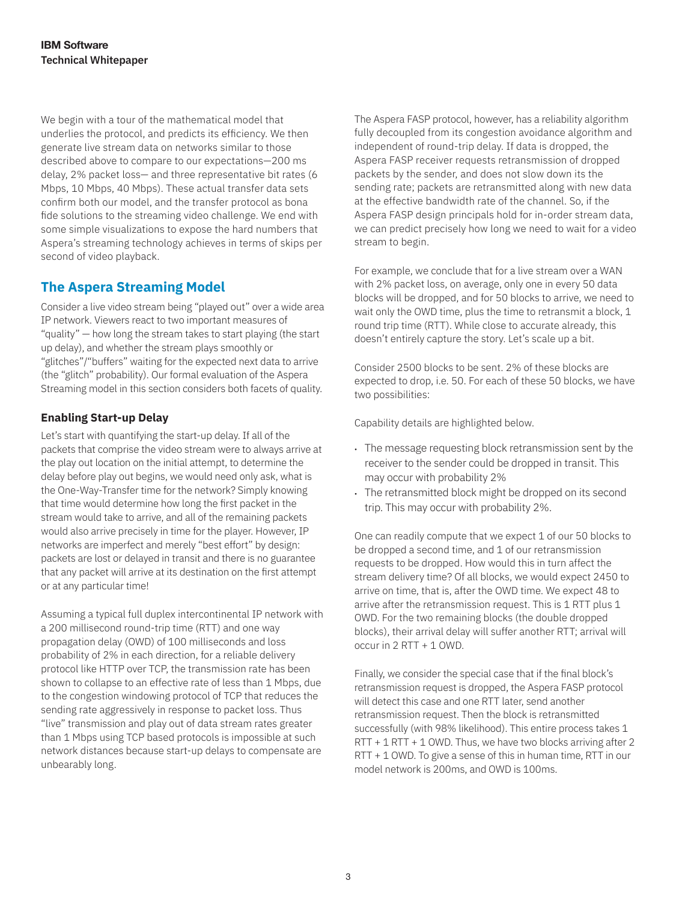We begin with a tour of the mathematical model that underlies the protocol, and predicts its efficiency. We then generate live stream data on networks similar to those described above to compare to our expectations—200 ms delay, 2% packet loss— and three representative bit rates (6 Mbps, 10 Mbps, 40 Mbps). These actual transfer data sets confirm both our model, and the transfer protocol as bona fide solutions to the streaming video challenge. We end with some simple visualizations to expose the hard numbers that Aspera's streaming technology achieves in terms of skips per second of video playback.

## The Aspera Streaming Model

Consider a live video stream being "played out" over a wide area IP network. Viewers react to two important measures of "quality" — how long the stream takes to start playing (the start up delay), and whether the stream plays smoothly or "glitches"/"buffers" waiting for the expected next data to arrive (the "glitch" probability). Our formal evaluation of the Aspera Streaming model in this section considers both facets of quality.

### Enabling Start-up Delay

Let's start with quantifying the start-up delay. If all of the packets that comprise the video stream were to always arrive at the play out location on the initial attempt, to determine the delay before play out begins, we would need only ask, what is the One-Way-Transfer time for the network? Simply knowing that time would determine how long the first packet in the stream would take to arrive, and all of the remaining packets would also arrive precisely in time for the player. However, IP networks are imperfect and merely "best effort" by design: packets are lost or delayed in transit and there is no guarantee that any packet will arrive at its destination on the first attempt or at any particular time!

Assuming a typical full duplex intercontinental IP network with a 200 millisecond round-trip time (RTT) and one way propagation delay (OWD) of 100 milliseconds and loss probability of 2% in each direction, for a reliable delivery protocol like HTTP over TCP, the transmission rate has been shown to collapse to an effective rate of less than 1 Mbps, due to the congestion windowing protocol of TCP that reduces the sending rate aggressively in response to packet loss. Thus "live" transmission and play out of data stream rates greater than 1 Mbps using TCP based protocols is impossible at such network distances because start-up delays to compensate are unbearably long.

The Aspera FASP protocol, however, has a reliability algorithm fully decoupled from its congestion avoidance algorithm and independent of round-trip delay. If data is dropped, the Aspera FASP receiver requests retransmission of dropped packets by the sender, and does not slow down its the sending rate; packets are retransmitted along with new data at the effective bandwidth rate of the channel. So, if the Aspera FASP design principals hold for in-order stream data, we can predict precisely how long we need to wait for a video stream to begin.

For example, we conclude that for a live stream over a WAN with 2% packet loss, on average, only one in every 50 data blocks will be dropped, and for 50 blocks to arrive, we need to wait only the OWD time, plus the time to retransmit a block, 1 round trip time (RTT). While close to accurate already, this doesn't entirely capture the story. Let's scale up a bit.

Consider 2500 blocks to be sent. 2% of these blocks are expected to drop, i.e. 50. For each of these 50 blocks, we have two possibilities:

Capability details are highlighted below.

- The message requesting block retransmission sent by the receiver to the sender could be dropped in transit. This may occur with probability 2%
- The retransmitted block might be dropped on its second trip. This may occur with probability 2%.

One can readily compute that we expect 1 of our 50 blocks to be dropped a second time, and 1 of our retransmission requests to be dropped. How would this in turn affect the stream delivery time? Of all blocks, we would expect 2450 to arrive on time, that is, after the OWD time. We expect 48 to arrive after the retransmission request. This is 1 RTT plus 1 OWD. For the two remaining blocks (the double dropped blocks), their arrival delay will suffer another RTT; arrival will occur in 2 RTT + 1 OWD.

Finally, we consider the special case that if the final block's retransmission request is dropped, the Aspera FASP protocol will detect this case and one RTT later, send another retransmission request. Then the block is retransmitted successfully (with 98% likelihood). This entire process takes 1 RTT + 1 RTT + 1 OWD. Thus, we have two blocks arriving after 2 RTT + 1 OWD. To give a sense of this in human time, RTT in our model network is 200ms, and OWD is 100ms.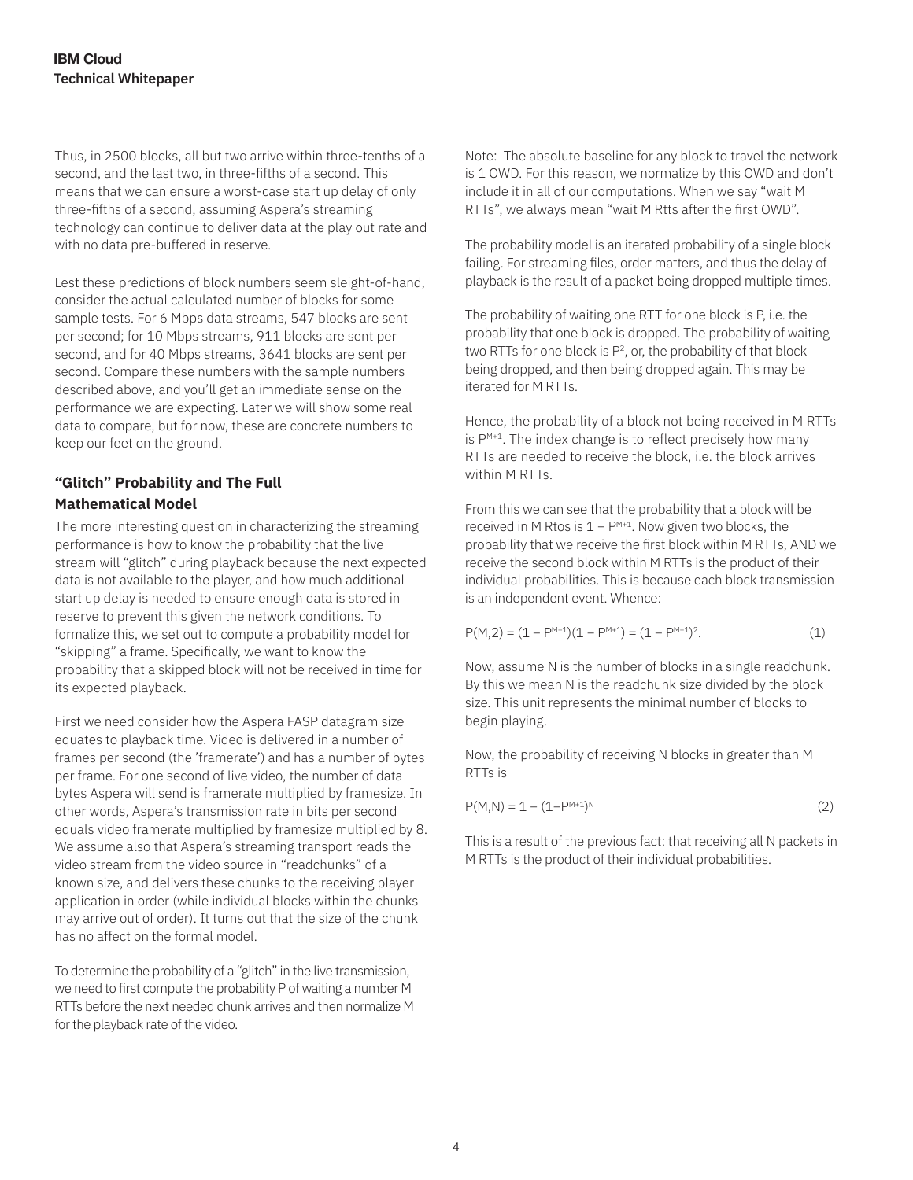Thus, in 2500 blocks, all but two arrive within three-tenths of a second, and the last two, in three-fifths of a second. This means that we can ensure a worst-case start up delay of only three-fifths of a second, assuming Aspera's streaming technology can continue to deliver data at the play out rate and with no data pre-buffered in reserve.

Lest these predictions of block numbers seem sleight-of-hand, consider the actual calculated number of blocks for some sample tests. For 6 Mbps data streams, 547 blocks are sent per second; for 10 Mbps streams, 911 blocks are sent per second, and for 40 Mbps streams, 3641 blocks are sent per second. Compare these numbers with the sample numbers described above, and you'll get an immediate sense on the performance we are expecting. Later we will show some real data to compare, but for now, these are concrete numbers to keep our feet on the ground.

### "Glitch" Probability and The Full Mathematical Model

The more interesting question in characterizing the streaming performance is how to know the probability that the live stream will "glitch" during playback because the next expected data is not available to the player, and how much additional start up delay is needed to ensure enough data is stored in reserve to prevent this given the network conditions. To formalize this, we set out to compute a probability model for "skipping" a frame. Specifically, we want to know the probability that a skipped block will not be received in time for its expected playback.

First we need consider how the Aspera FASP datagram size equates to playback time. Video is delivered in a number of frames per second (the 'framerate') and has a number of bytes per frame. For one second of live video, the number of data bytes Aspera will send is framerate multiplied by framesize. In other words, Aspera's transmission rate in bits per second equals video framerate multiplied by framesize multiplied by 8. We assume also that Aspera's streaming transport reads the video stream from the video source in "readchunks" of a known size, and delivers these chunks to the receiving player application in order (while individual blocks within the chunks may arrive out of order). It turns out that the size of the chunk has no affect on the formal model.

To determine the probability of a "glitch" in the live transmission, we need to first compute the probability P of waiting a number M RTTs before the next needed chunk arrives and then normalize M for the playback rate of the video.

Note: The absolute baseline for any block to travel the network is 1 OWD. For this reason, we normalize by this OWD and don't include it in all of our computations. When we say "wait M RTTs", we always mean "wait M Rtts after the first OWD".

The probability model is an iterated probability of a single block failing. For streaming files, order matters, and thus the delay of playback is the result of a packet being dropped multiple times.

The probability of waiting one RTT for one block is P, i.e. the probability that one block is dropped. The probability of waiting two RTTs for one block is $P^2$, or, the probability of that block being dropped, and then being dropped again. This may be iterated for M RTTs.

Hence, the probability of a block not being received in M RTTs is $P^{M+1}$. The index change is to reflect precisely how many RTTs are needed to receive the block, i.e. the block arrives within M RTTs.

From this we can see that the probability that a block will be received in M Rtos is $1 - P^{M+1}$. Now given two blocks, the probability that we receive the first block within M RTTs, AND we receive the second block within M RTTs is the product of their individual probabilities. This is because each block transmission is an independent event. Whence:

$$P(M,2) = (1 - P^{M+1})(1 - P^{M+1}) = (1 - P^{M+1})^2. \tag{1}$$

Now, assume N is the number of blocks in a single readchunk. By this we mean N is the readchunk size divided by the block size. This unit represents the minimal number of blocks to begin playing.

Now, the probability of receiving N blocks in greater than M RTTs is

$$P(M,N) = 1 - (1-P^{M+1})^N \tag{2}$$

This is a result of the previous fact: that receiving all N packets in M RTTs is the product of their individual probabilities.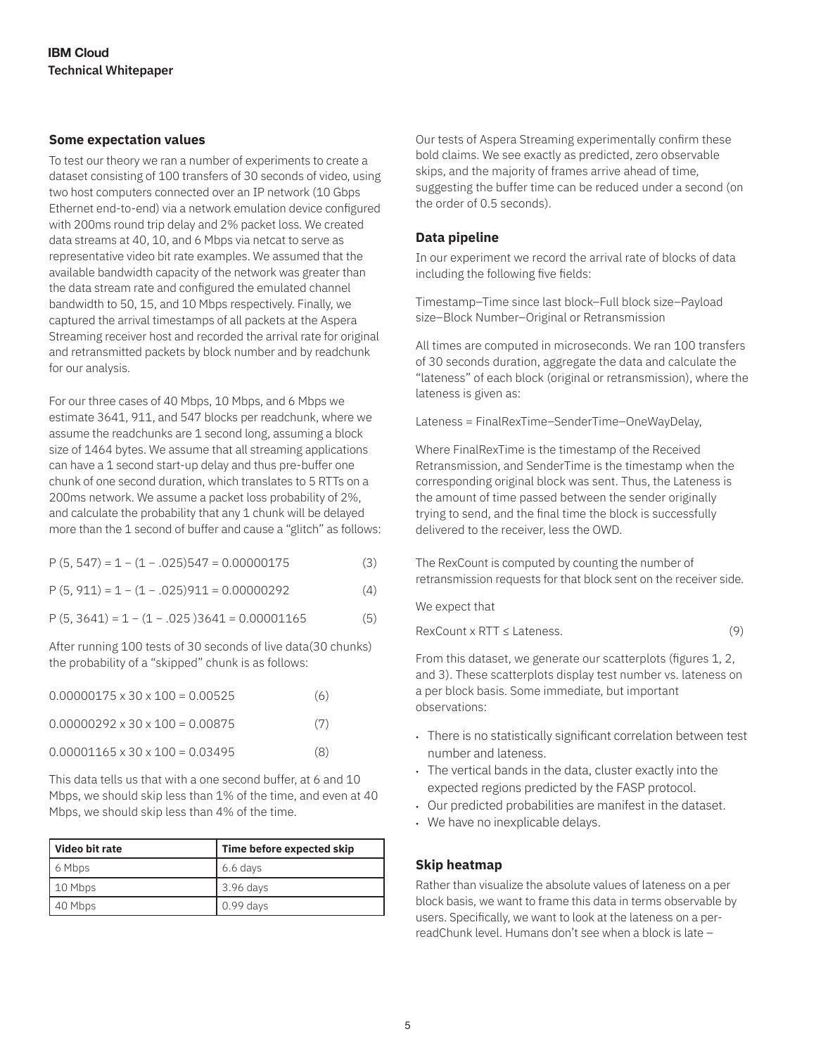### Some expectation values

To test our theory we ran a number of experiments to create a dataset consisting of 100 transfers of 30 seconds of video, using two host computers connected over an IP network (10 Gbps Ethernet end-to-end) via a network emulation device configured with 200ms round trip delay and 2% packet loss. We created data streams at 40, 10, and 6 Mbps via netcat to serve as representative video bit rate examples. We assumed that the available bandwidth capacity of the network was greater than the data stream rate and configured the emulated channel bandwidth to 50, 15, and 10 Mbps respectively. Finally, we captured the arrival timestamps of all packets at the Aspera Streaming receiver host and recorded the arrival rate for original and retransmitted packets by block number and by readchunk for our analysis.

For our three cases of 40 Mbps, 10 Mbps, and 6 Mbps we estimate 3641, 911, and 547 blocks per readchunk, where we assume the readchunks are 1 second long, assuming a block size of 1464 bytes. We assume that all streaming applications can have a 1 second start-up delay and thus pre-buffer one chunk of one second duration, which translates to 5 RTTs on a 200ms network. We assume a packet loss probability of 2%, and calculate the probability that any 1 chunk will be delayed more than the 1 second of buffer and cause a "glitch" as follows:

$$P(5, 547) = 1 - (1 - .025)547 = 0.00000175 \quad (3)$$

$$P(5, 911) = 1 - (1 - .025)911 = 0.00000292 \quad (4)$$

$$P(5, 3641) = 1 - (1 - .025)3641 = 0.00001165 \quad (5)$$

After running 100 tests of 30 seconds of live data(30 chunks) the probability of a "skipped" chunk is as follows:

$$0.00000175 \times 30 \times 100 = 0.00525 \quad (6)$$

$$0.00000292 \times 30 \times 100 = 0.00875 \quad (7)$$

$$0.00001165 \times 30 \times 100 = 0.03495 \quad (8)$$

This data tells us that with a one second buffer, at 6 and 10 Mbps, we should skip less than 1% of the time, and even at 40 Mbps, we should skip less than 4% of the time.

| Video bit rate | Time before expected skip |
|---|---|
| 6 Mbps | 6.6 days |
| 10 Mbps | 3.96 days |
| 40 Mbps | 0.99 days |

Our tests of Aspera Streaming experimentally confirm these bold claims. We see exactly as predicted, zero observable skips, and the majority of frames arrive ahead of time, suggesting the buffer time can be reduced under a second (on the order of 0.5 seconds).

### Data pipeline

In our experiment we record the arrival rate of blocks of data including the following five fields:

Timestamp–Time since last block–Full block size–Payload size–Block Number–Original or Retransmission

All times are computed in microseconds. We ran 100 transfers of 30 seconds duration, aggregate the data and calculate the "lateness" of each block (original or retransmission), where the lateness is given as:

Lateness = FinalRexTime–SenderTime–OneWayDelay,

Where FinalRexTime is the timestamp of the Received Retransmission, and SenderTime is the timestamp when the corresponding original block was sent. Thus, the Lateness is the amount of time passed between the sender originally trying to send, and the final time the block is successfully delivered to the receiver, less the OWD.

The RexCount is computed by counting the number of retransmission requests for that block sent on the receiver side.

We expect that

$$\text{RexCount} \times \text{RTT} \leq \text{Lateness}. \quad (9)$$

From this dataset, we generate our scatterplots (figures 1, 2, and 3). These scatterplots display test number vs. lateness on a per block basis. Some immediate, but important observations:

- There is no statistically significant correlation between test number and lateness.
- The vertical bands in the data, cluster exactly into the expected regions predicted by the FASP protocol.
- Our predicted probabilities are manifest in the dataset.
- We have no inexplicable delays.

### Skip heatmap

Rather than visualize the absolute values of lateness on a per block basis, we want to frame this data in terms observable by users. Specifically, we want to look at the lateness on a per-readChunk level. Humans don't see when a block is late –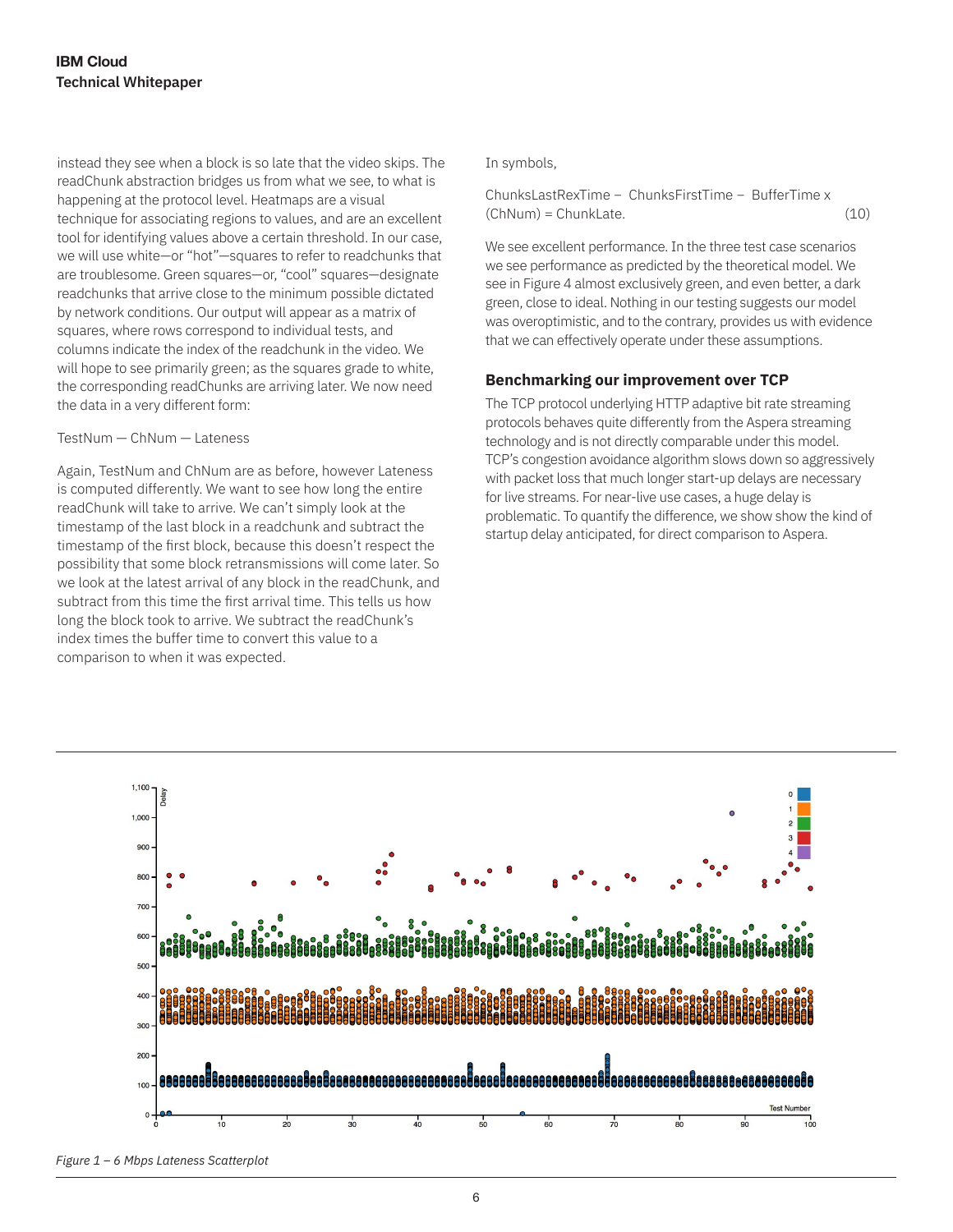instead they see when a block is so late that the video skips. The readChunk abstraction bridges us from what we see, to what is happening at the protocol level. Heatmaps are a visual technique for associating regions to values, and are an excellent tool for identifying values above a certain threshold. In our case, we will use white—or "hot"—squares to refer to readchunks that are troublesome. Green squares—or, "cool" squares—designate readchunks that arrive close to the minimum possible dictated by network conditions. Our output will appear as a matrix of squares, where rows correspond to individual tests, and columns indicate the index of the readchunk in the video. We will hope to see primarily green; as the squares grade to white, the corresponding readChunks are arriving later. We now need the data in a very different form:

TestNum — ChNum — Lateness

Again, TestNum and ChNum are as before, however Lateness is computed differently. We want to see how long the entire readChunk will take to arrive. We can't simply look at the timestamp of the last block in a readchunk and subtract the timestamp of the first block, because this doesn't respect the possibility that some block retransmissions will come later. So we look at the latest arrival of any block in the readChunk, and subtract from this time the first arrival time. This tells us how long the block took to arrive. We subtract the readChunk's index times the buffer time to convert this value to a comparison to when it was expected.

In symbols,

$$\text{ChunksLastRexTime} - \text{ChunksFirstTime} - \text{BufferTime} \times (\text{ChNum}) = \text{ChunkLate}. \tag{10}$$

We see excellent performance. In the three test case scenarios we see performance as predicted by the theoretical model. We see in Figure 4 almost exclusively green, and even better, a dark green, close to ideal. Nothing in our testing suggests our model was overoptimistic, and to the contrary, provides us with evidence that we can effectively operate under these assumptions.

### Benchmarking our improvement over TCP

The TCP protocol underlying HTTP adaptive bit rate streaming protocols behaves quite differently from the Aspera streaming technology and is not directly comparable under this model. TCP's congestion avoidance algorithm slows down so aggressively with packet loss that much longer start-up delays are necessary for live streams. For near-live use cases, a huge delay is problematic. To quantify the difference, we show show the kind of startup delay anticipated, for direct comparison to Aspera.

*Figure 1 – 6 Mbps Lateness Scatterplot*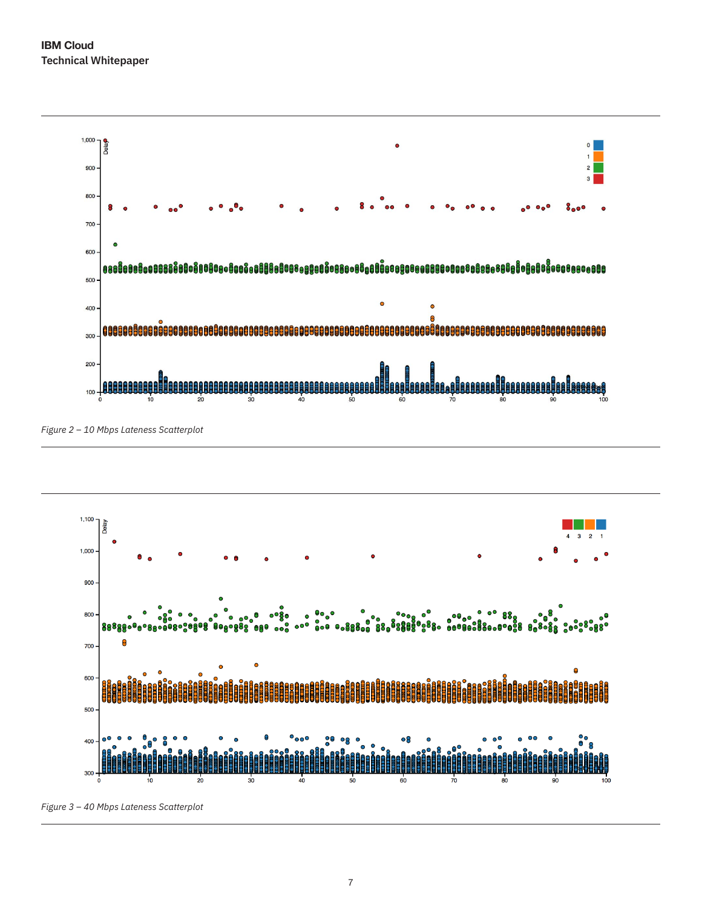*Figure 2 – 10 Mbps Lateness Scatterplot*

*Figure 3 – 40 Mbps Lateness Scatterplot*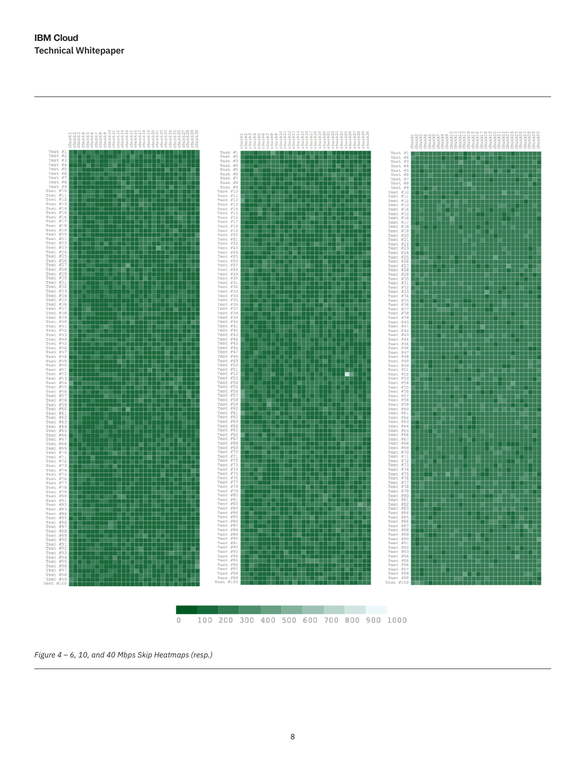*Figure 4 – 6, 10, and 40 Mbps Skip Heatmaps (resp.)*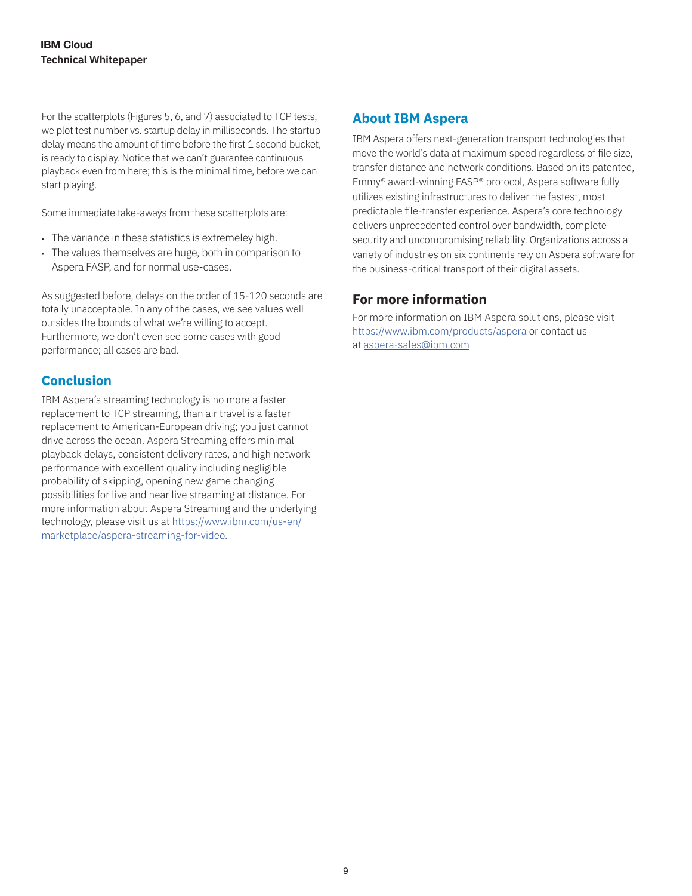For the scatterplots (Figures 5, 6, and 7) associated to TCP tests, we plot test number vs. startup delay in milliseconds. The startup delay means the amount of time before the first 1 second bucket, is ready to display. Notice that we can't guarantee continuous playback even from here; this is the minimal time, before we can start playing.

Some immediate take-aways from these scatterplots are:

- The variance in these statistics is extremeley high.
- The values themselves are huge, both in comparison to Aspera FASP, and for normal use-cases.

As suggested before, delays on the order of 15-120 seconds are totally unacceptable. In any of the cases, we see values well outsides the bounds of what we're willing to accept. Furthermore, we don't even see some cases with good performance; all cases are bad.

## Conclusion

IBM Aspera's streaming technology is no more a faster replacement to TCP streaming, than air travel is a faster replacement to American-European driving; you just cannot drive across the ocean. Aspera Streaming offers minimal playback delays, consistent delivery rates, and high network performance with excellent quality including negligible probability of skipping, opening new game changing possibilities for live and near live streaming at distance. For more information about Aspera Streaming and the underlying technology, please visit us at [https://www.ibm.com/us-en/marketplace/aspera-streaming-for-video.](https://www.ibm.com/us-en/marketplace/aspera-streaming-for-video)

## About IBM Aspera

IBM Aspera offers next-generation transport technologies that move the world's data at maximum speed regardless of file size, transfer distance and network conditions. Based on its patented, Emmy® award-winning FASP® protocol, Aspera software fully utilizes existing infrastructures to deliver the fastest, most predictable file-transfer experience. Aspera's core technology delivers unprecedented control over bandwidth, complete security and uncompromising reliability. Organizations across a variety of industries on six continents rely on Aspera software for the business-critical transport of their digital assets.

## For more information

For more information on IBM Aspera solutions, please visit [https://www.ibm.com/products/aspera](https://www.ibm.com/products/aspera) or contact us at [aspera-sales@ibm.com](mailto:aspera-sales@ibm.com)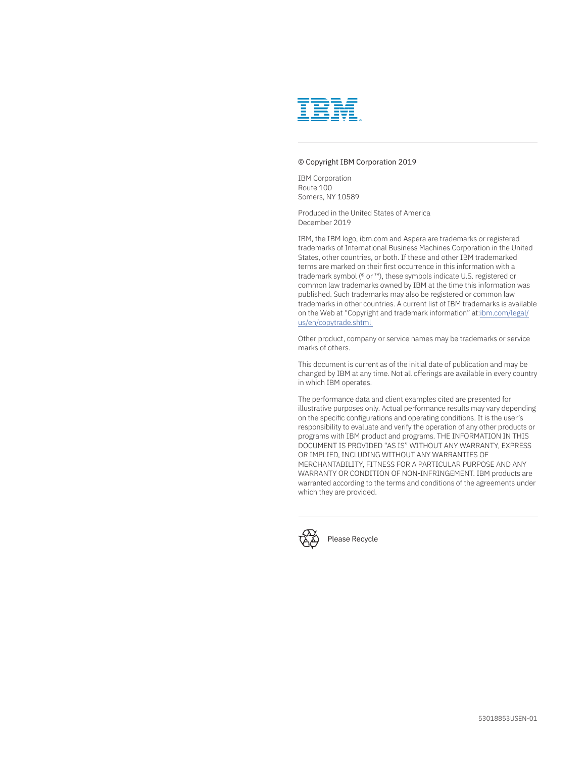© Copyright IBM Corporation 2019

IBM Corporation
Route 100
Somers, NY 10589

Produced in the United States of America
December 2019

IBM, the IBM logo, ibm.com and Aspera are trademarks or registered trademarks of International Business Machines Corporation in the United States, other countries, or both. If these and other IBM trademarked terms are marked on their first occurrence in this information with a trademark symbol (® or ™), these symbols indicate U.S. registered or common law trademarks owned by IBM at the time this information was published. Such trademarks may also be registered or common law trademarks in other countries. A current list of IBM trademarks is available on the Web at "Copyright and trademark information" at:ibm.com/legal/us/en/copytrade.shtml

Other product, company or service names may be trademarks or service marks of others.

This document is current as of the initial date of publication and may be changed by IBM at any time. Not all offerings are available in every country in which IBM operates.

The performance data and client examples cited are presented for illustrative purposes only. Actual performance results may vary depending on the specific configurations and operating conditions. It is the user's responsibility to evaluate and verify the operation of any other products or programs with IBM product and programs. THE INFORMATION IN THIS DOCUMENT IS PROVIDED "AS IS" WITHOUT ANY WARRANTY, EXPRESS OR IMPLIED, INCLUDING WITHOUT ANY WARRANTIES OF MERCHANTABILITY, FITNESS FOR A PARTICULAR PURPOSE AND ANY WARRANTY OR CONDITION OF NON-INFRINGEMENT. IBM products are warranted according to the terms and conditions of the agreements under which they are provided.

Please Recycle

53018853USEN-01